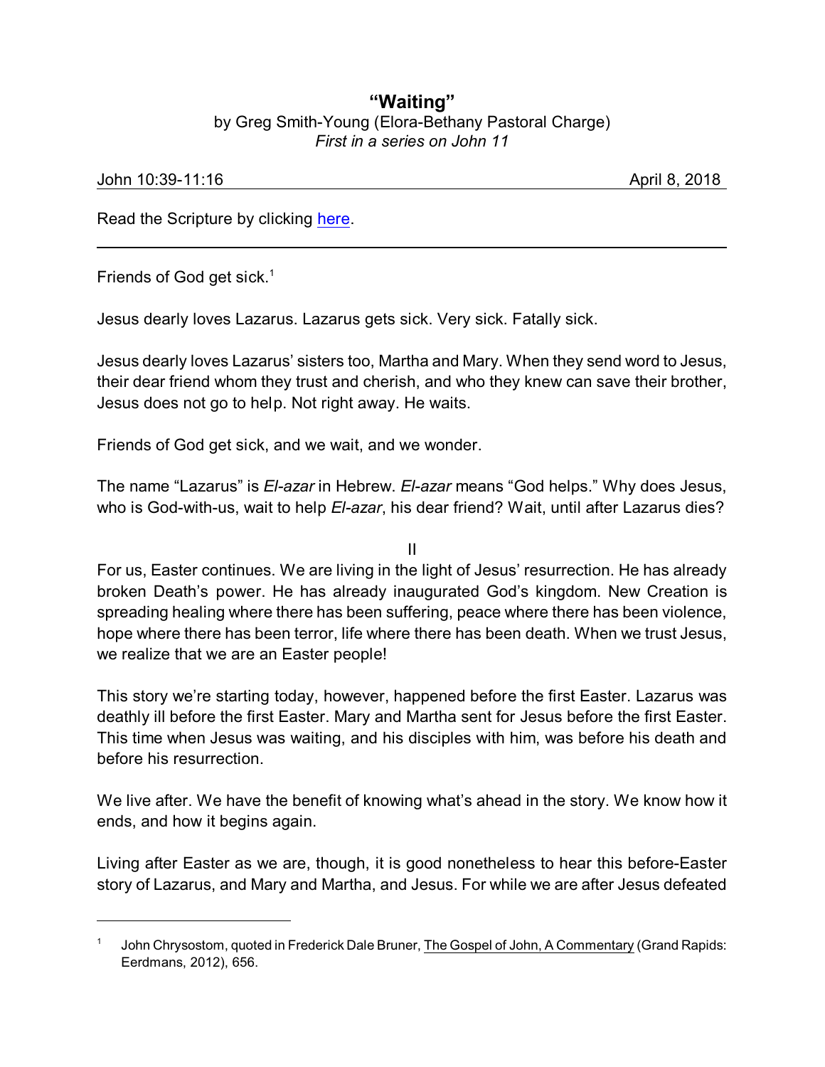# "Waiting"

by Greg Smith-Young (Elora-Bethany Pastoral Charge)
*First in a series on John 11*

John 10:39-11:16 April 8, 2018

Read the Scripture by clicking here.

---

Friends of God get sick.[1]

Jesus dearly loves Lazarus. Lazarus gets sick. Very sick. Fatally sick.

Jesus dearly loves Lazarus' sisters too, Martha and Mary. When they send word to Jesus, their dear friend whom they trust and cherish, and who they knew can save their brother, Jesus does not go to help. Not right away. He waits.

Friends of God get sick, and we wait, and we wonder.

The name "Lazarus" is *El-azar* in Hebrew. *El-azar* means "God helps." Why does Jesus, who is God-with-us, wait to help *El-azar*, his dear friend? Wait, until after Lazarus dies?

II

For us, Easter continues. We are living in the light of Jesus' resurrection. He has already broken Death's power. He has already inaugurated God's kingdom. New Creation is spreading healing where there has been suffering, peace where there has been violence, hope where there has been terror, life where there has been death. When we trust Jesus, we realize that we are an Easter people!

This story we're starting today, however, happened before the first Easter. Lazarus was deathly ill before the first Easter. Mary and Martha sent for Jesus before the first Easter. This time when Jesus was waiting, and his disciples with him, was before his death and before his resurrection.

We live after. We have the benefit of knowing what's ahead in the story. We know how it ends, and how it begins again.

Living after Easter as we are, though, it is good nonetheless to hear this before-Easter story of Lazarus, and Mary and Martha, and Jesus. For while we are after Jesus defeated

---

[1] John Chrysostom, quoted in Frederick Dale Bruner, The Gospel of John, A Commentary (Grand Rapids: Eerdmans, 2012), 656.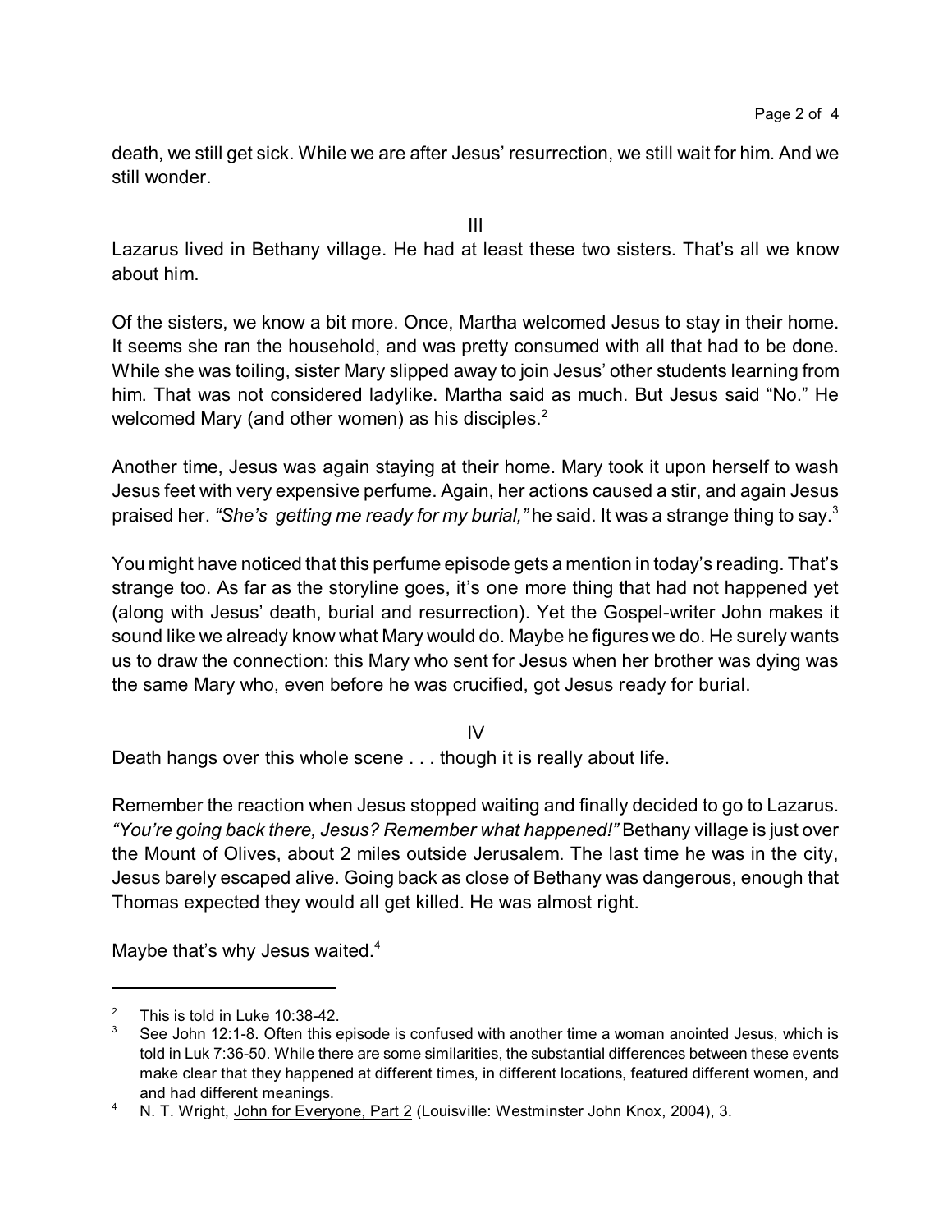death, we still get sick. While we are after Jesus' resurrection, we still wait for him. And we still wonder.

III

Lazarus lived in Bethany village. He had at least these two sisters. That's all we know about him.

Of the sisters, we know a bit more. Once, Martha welcomed Jesus to stay in their home. It seems she ran the household, and was pretty consumed with all that had to be done. While she was toiling, sister Mary slipped away to join Jesus' other students learning from him. That was not considered ladylike. Martha said as much. But Jesus said "No." He welcomed Mary (and other women) as his disciples.[2]

Another time, Jesus was again staying at their home. Mary took it upon herself to wash Jesus feet with very expensive perfume. Again, her actions caused a stir, and again Jesus praised her. *"She's getting me ready for my burial,"* he said. It was a strange thing to say.[3]

You might have noticed that this perfume episode gets a mention in today's reading. That's strange too. As far as the storyline goes, it's one more thing that had not happened yet (along with Jesus' death, burial and resurrection). Yet the Gospel-writer John makes it sound like we already know what Mary would do. Maybe he figures we do. He surely wants us to draw the connection: this Mary who sent for Jesus when her brother was dying was the same Mary who, even before he was crucified, got Jesus ready for burial.

IV

Death hangs over this whole scene . . . though it is really about life.

Remember the reaction when Jesus stopped waiting and finally decided to go to Lazarus. *"You're going back there, Jesus? Remember what happened!"* Bethany village is just over the Mount of Olives, about 2 miles outside Jerusalem. The last time he was in the city, Jesus barely escaped alive. Going back as close of Bethany was dangerous, enough that Thomas expected they would all get killed. He was almost right.

Maybe that's why Jesus waited.[4]

---

[2] This is told in Luke 10:38-42.

[3] See John 12:1-8. Often this episode is confused with another time a woman anointed Jesus, which is told in Luk 7:36-50. While there are some similarities, the substantial differences between these events make clear that they happened at different times, in different locations, featured different women, and and had different meanings.

[4] N. T. Wright, John for Everyone, Part 2 (Louisville: Westminster John Knox, 2004), 3.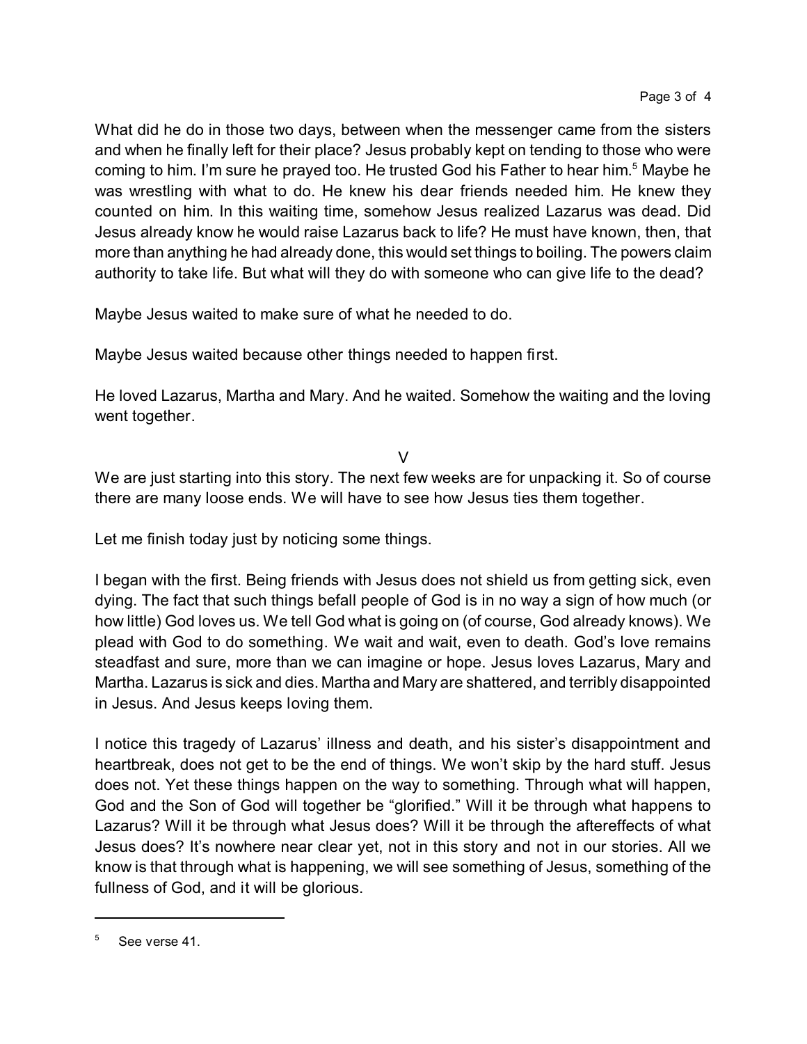What did he do in those two days, between when the messenger came from the sisters and when he finally left for their place? Jesus probably kept on tending to those who were coming to him. I'm sure he prayed too. He trusted God his Father to hear him.[5] Maybe he was wrestling with what to do. He knew his dear friends needed him. He knew they counted on him. In this waiting time, somehow Jesus realized Lazarus was dead. Did Jesus already know he would raise Lazarus back to life? He must have known, then, that more than anything he had already done, this would set things to boiling. The powers claim authority to take life. But what will they do with someone who can give life to the dead?

Maybe Jesus waited to make sure of what he needed to do.

Maybe Jesus waited because other things needed to happen first.

He loved Lazarus, Martha and Mary. And he waited. Somehow the waiting and the loving went together.

## V

We are just starting into this story. The next few weeks are for unpacking it. So of course there are many loose ends. We will have to see how Jesus ties them together.

Let me finish today just by noticing some things.

I began with the first. Being friends with Jesus does not shield us from getting sick, even dying. The fact that such things befall people of God is in no way a sign of how much (or how little) God loves us. We tell God what is going on (of course, God already knows). We plead with God to do something. We wait and wait, even to death. God's love remains steadfast and sure, more than we can imagine or hope. Jesus loves Lazarus, Mary and Martha. Lazarus is sick and dies. Martha and Mary are shattered, and terribly disappointed in Jesus. And Jesus keeps loving them.

I notice this tragedy of Lazarus' illness and death, and his sister's disappointment and heartbreak, does not get to be the end of things. We won't skip by the hard stuff. Jesus does not. Yet these things happen on the way to something. Through what will happen, God and the Son of God will together be "glorified." Will it be through what happens to Lazarus? Will it be through what Jesus does? Will it be through the aftereffects of what Jesus does? It's nowhere near clear yet, not in this story and not in our stories. All we know is that through what is happening, we will see something of Jesus, something of the fullness of God, and it will be glorious.

---

[5] See verse 41.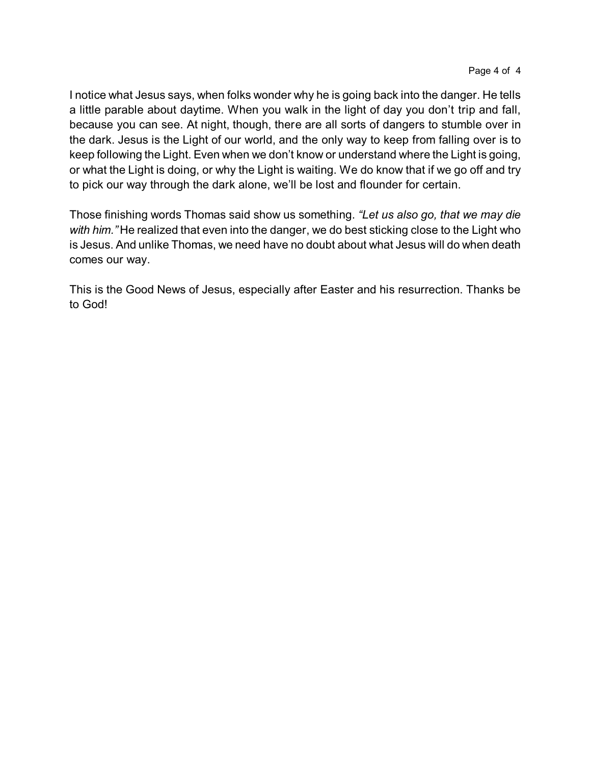I notice what Jesus says, when folks wonder why he is going back into the danger. He tells a little parable about daytime. When you walk in the light of day you don't trip and fall, because you can see. At night, though, there are all sorts of dangers to stumble over in the dark. Jesus is the Light of our world, and the only way to keep from falling over is to keep following the Light. Even when we don't know or understand where the Light is going, or what the Light is doing, or why the Light is waiting. We do know that if we go off and try to pick our way through the dark alone, we'll be lost and flounder for certain.

Those finishing words Thomas said show us something. *"Let us also go, that we may die with him."* He realized that even into the danger, we do best sticking close to the Light who is Jesus. And unlike Thomas, we need have no doubt about what Jesus will do when death comes our way.

This is the Good News of Jesus, especially after Easter and his resurrection. Thanks be to God!